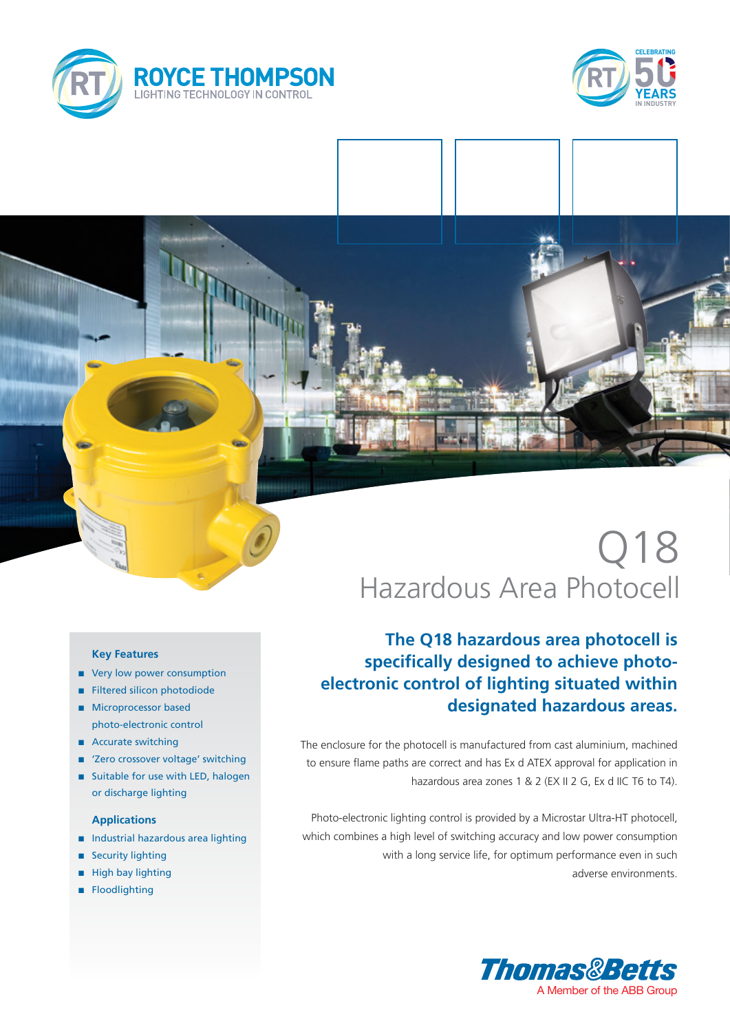ROYCE THOMPSON
LIGHTING TECHNOLOGY IN CONTROL

CELEBRATING 50 YEARS IN INDUSTRY

# Q18
## Hazardous Area Photocell

### Key Features

- Very low power consumption
- Filtered silicon photodiode
- Microprocessor based photo-electronic control
- Accurate switching
- 'Zero crossover voltage' switching
- Suitable for use with LED, halogen or discharge lighting

### Applications

- Industrial hazardous area lighting
- Security lighting
- High bay lighting
- Floodlighting

**The Q18 hazardous area photocell is specifically designed to achieve photo-electronic control of lighting situated within designated hazardous areas.**

The enclosure for the photocell is manufactured from cast aluminium, machined to ensure flame paths are correct and has Ex d ATEX approval for application in hazardous area zones 1 & 2 (EX II 2 G, Ex d IIC T6 to T4).

Photo-electronic lighting control is provided by a Microstar Ultra-HT photocell, which combines a high level of switching accuracy and low power consumption with a long service life, for optimum performance even in such adverse environments.

Thomas&Betts
A Member of the ABB Group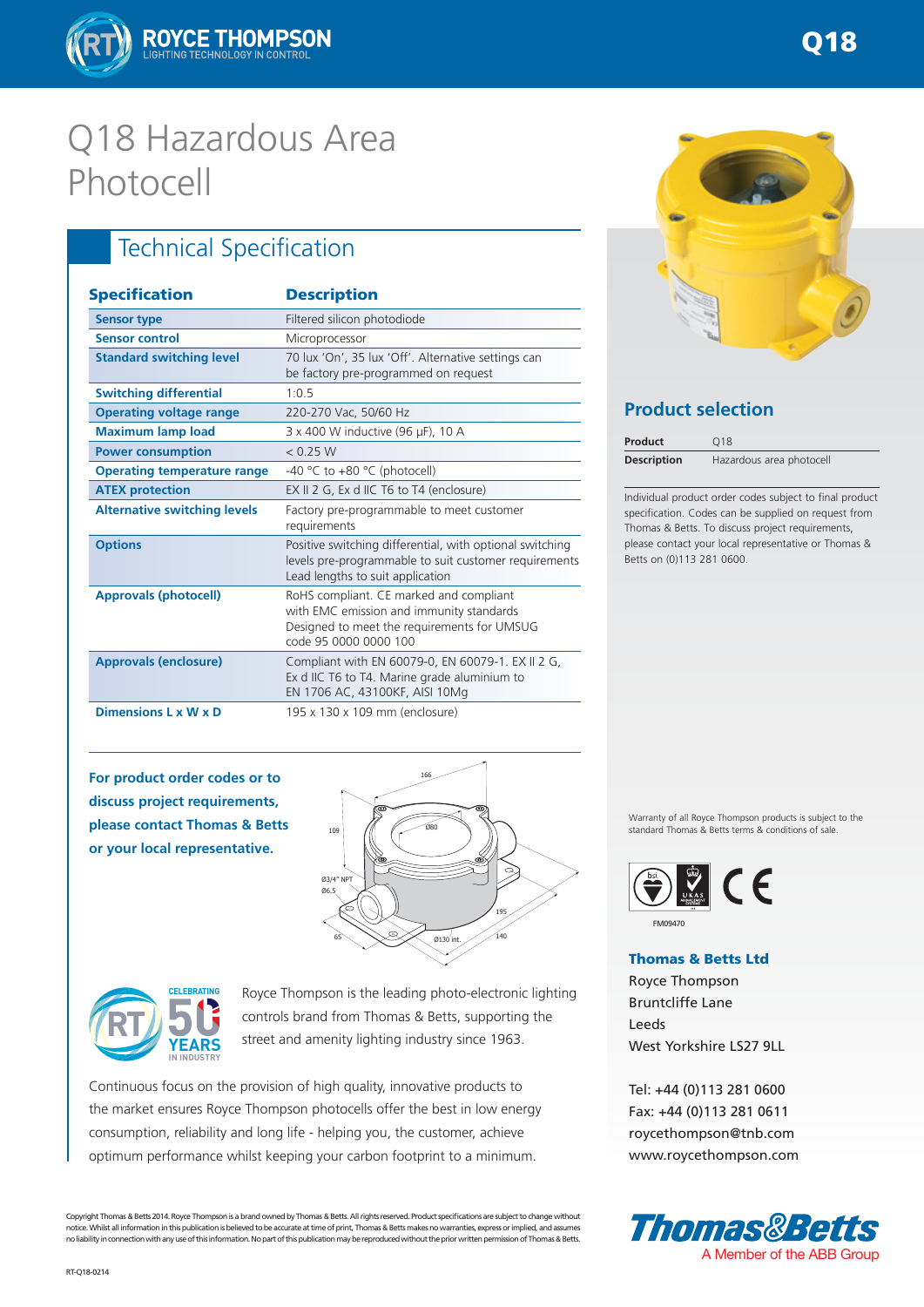# Q18 Hazardous Area Photocell

## Technical Specification

| Specification | Description |
|---|---|
| Sensor type | Filtered silicon photodiode |
| Sensor control | Microprocessor |
| Standard switching level | 70 lux 'On', 35 lux 'Off'. Alternative settings can be factory pre-programmed on request |
| Switching differential | 1:0.5 |
| Operating voltage range | 220-270 Vac, 50/60 Hz |
| Maximum lamp load | 3 x 400 W inductive (96 µF), 10 A |
| Power consumption | < 0.25 W |
| Operating temperature range | -40 °C to +80 °C (photocell) |
| ATEX protection | EX II 2 G, Ex d IIC T6 to T4 (enclosure) |
| Alternative switching levels | Factory pre-programmable to meet customer requirements |
| Options | Positive switching differential, with optional switching levels pre-programmable to suit customer requirements<br>Lead lengths to suit application |
| Approvals (photocell) | RoHS compliant. CE marked and compliant with EMC emission and immunity standards<br>Designed to meet the requirements for UMSUG code 95 0000 0000 100 |
| Approvals (enclosure) | Compliant with EN 60079-0, EN 60079-1. EX II 2 G, Ex d IIC T6 to T4. Marine grade aluminium to EN 1706 AC, 43100KF, AISI 10Mg |
| Dimensions L x W x D | 195 x 130 x 109 mm (enclosure) |

**For product order codes or to discuss project requirements, please contact Thomas & Betts or your local representative.**

166
109
Ø80
Ø3/4" NPT
Ø6.5
195
65
Ø130 int.
140

Royce Thompson is the leading photo-electronic lighting controls brand from Thomas & Betts, supporting the street and amenity lighting industry since 1963.

Continuous focus on the provision of high quality, innovative products to the market ensures Royce Thompson photocells offer the best in low energy consumption, reliability and long life - helping you, the customer, achieve optimum performance whilst keeping your carbon footprint to a minimum.

## Product selection

| Product | Q18 |
|---|---|
| Description | Hazardous area photocell |

Individual product order codes subject to final product specification. Codes can be supplied on request from Thomas & Betts. To discuss project requirements, please contact your local representative or Thomas & Betts on (0)113 281 0600.

Warranty of all Royce Thompson products is subject to the standard Thomas & Betts terms & conditions of sale.

FM09470

**Thomas & Betts Ltd**
Royce Thompson
Bruntcliffe Lane
Leeds
West Yorkshire LS27 9LL

Tel: +44 (0)113 281 0600
Fax: +44 (0)113 281 0611
roycethompson@tnb.com
www.roycethompson.com

Thomas&Betts
A Member of the ABB Group

Copyright Thomas & Betts 2014. Royce Thompson is a brand owned by Thomas & Betts. All rights reserved. Product specifications are subject to change without notice. Whilst all information in this publication is believed to be accurate at time of print, Thomas & Betts makes no warranties, express or implied, and assumes no liability in connection with any use of this information. No part of this publication may be reproduced without the prior written permission of Thomas & Betts.

RT-Q18-0214